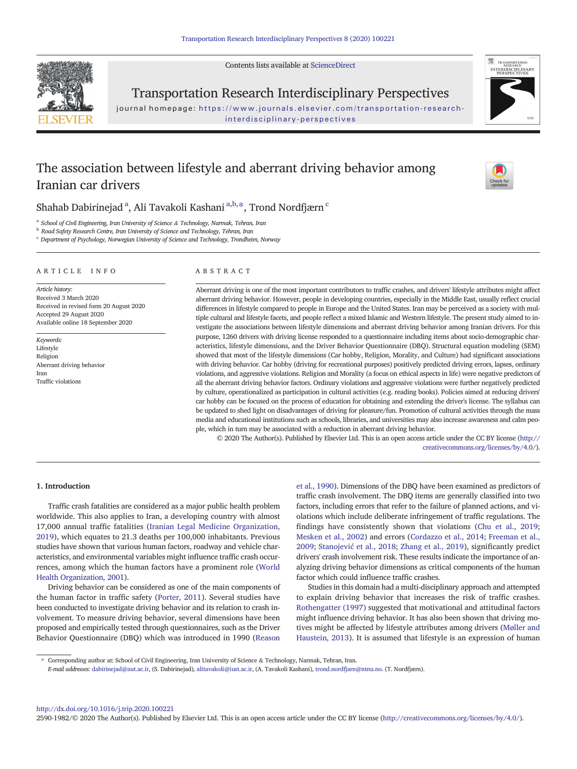# The association between lifestyle and aberrant driving behavior among Iranian car drivers

Shahab Dabirinejad [a], Ali Tavakoli Kashani [a,b,*], Trond Nordfjærn [c]

[a] School of Civil Engineering, Iran University of Science & Technology, Narmak, Tehran, Iran
[b] Road Safety Research Centre, Iran University of Science and Technology, Tehran, Iran
[c] Department of Psychology, Norwegian University of Science and Technology, Trondheim, Norway

## ARTICLE INFO

*Article history:*
Received 3 March 2020
Received in revised form 20 August 2020
Accepted 29 August 2020
Available online 18 September 2020

*Keywords:*
Lifestyle
Religion
Aberrant driving behavior
Iran
Traffic violations

## ABSTRACT

Aberrant driving is one of the most important contributors to traffic crashes, and drivers' lifestyle attributes might affect aberrant driving behavior. However, people in developing countries, especially in the Middle East, usually reflect crucial differences in lifestyle compared to people in Europe and the United States. Iran may be perceived as a society with multiple cultural and lifestyle facets, and people reflect a mixed Islamic and Western lifestyle. The present study aimed to investigate the associations between lifestyle dimensions and aberrant driving behavior among Iranian drivers. For this purpose, 1260 drivers with driving license responded to a questionnaire including items about socio-demographic characteristics, lifestyle dimensions, and the Driver Behavior Questionnaire (DBQ). Structural equation modeling (SEM) showed that most of the lifestyle dimensions (Car hobby, Religion, Morality, and Culture) had significant associations with driving behavior. Car hobby (driving for recreational purposes) positively predicted driving errors, lapses, ordinary violations, and aggressive violations. Religion and Morality (a focus on ethical aspects in life) were negative predictors of all the aberrant driving behavior factors. Ordinary violations and aggressive violations were further negatively predicted by culture, operationalized as participation in cultural activities (e.g. reading books). Policies aimed at reducing drivers' car hobby can be focused on the process of education for obtaining and extending the driver's license. The syllabus can be updated to shed light on disadvantages of driving for pleasure/fun. Promotion of cultural activities through the mass media and educational institutions such as schools, libraries, and universities may also increase awareness and calm people, which in turn may be associated with a reduction in aberrant driving behavior.

© 2020 The Author(s). Published by Elsevier Ltd. This is an open access article under the CC BY license (http://creativecommons.org/licenses/by/4.0/).

## 1. Introduction

Traffic crash fatalities are considered as a major public health problem worldwide. This also applies to Iran, a developing country with almost 17,000 annual traffic fatalities (Iranian Legal Medicine Organization, 2019), which equates to 21.3 deaths per 100,000 inhabitants. Previous studies have shown that various human factors, roadway and vehicle characteristics, and environmental variables might influence traffic crash occurrences, among which the human factors have a prominent role (World Health Organization, 2001).

Driving behavior can be considered as one of the main components of the human factor in traffic safety (Porter, 2011). Several studies have been conducted to investigate driving behavior and its relation to crash involvement. To measure driving behavior, several dimensions have been proposed and empirically tested through questionnaires, such as the Driver Behavior Questionnaire (DBQ) which was introduced in 1990 (Reason et al., 1990). Dimensions of the DBQ have been examined as predictors of traffic crash involvement. The DBQ items are generally classified into two factors, including errors that refer to the failure of planned actions, and violations which include deliberate infringement of traffic regulations. The findings have consistently shown that violations (Chu et al., 2019; Mesken et al., 2002) and errors (Cordazzo et al., 2014; Freeman et al., 2009; Stanojević et al., 2018; Zhang et al., 2019), significantly predict drivers' crash involvement risk. These results indicate the importance of analyzing driving behavior dimensions as critical components of the human factor which could influence traffic crashes.

Studies in this domain had a multi-disciplinary approach and attempted to explain driving behavior that increases the risk of traffic crashes. Rothengatter (1997) suggested that motivational and attitudinal factors might influence driving behavior. It has also been shown that driving motives might be affected by lifestyle attributes among drivers (Møller and Haustein, 2013). It is assumed that lifestyle is an expression of human

\* Corresponding author at: School of Civil Engineering, Iran University of Science & Technology, Narmak, Tehran, Iran.
*E-mail addresses:* dabirinejad@aut.ac.ir, (S. Dabirinejad), alitavakoli@iust.ac.ir, (A. Tavakoli Kashani), trond.nordfjarn@ntnu.no. (T. Nordfjærn).

http://dx.doi.org/10.1016/j.trip.2020.100221
2590-1982/© 2020 The Author(s). Published by Elsevier Ltd. This is an open access article under the CC BY license (http://creativecommons.org/licenses/by/4.0/).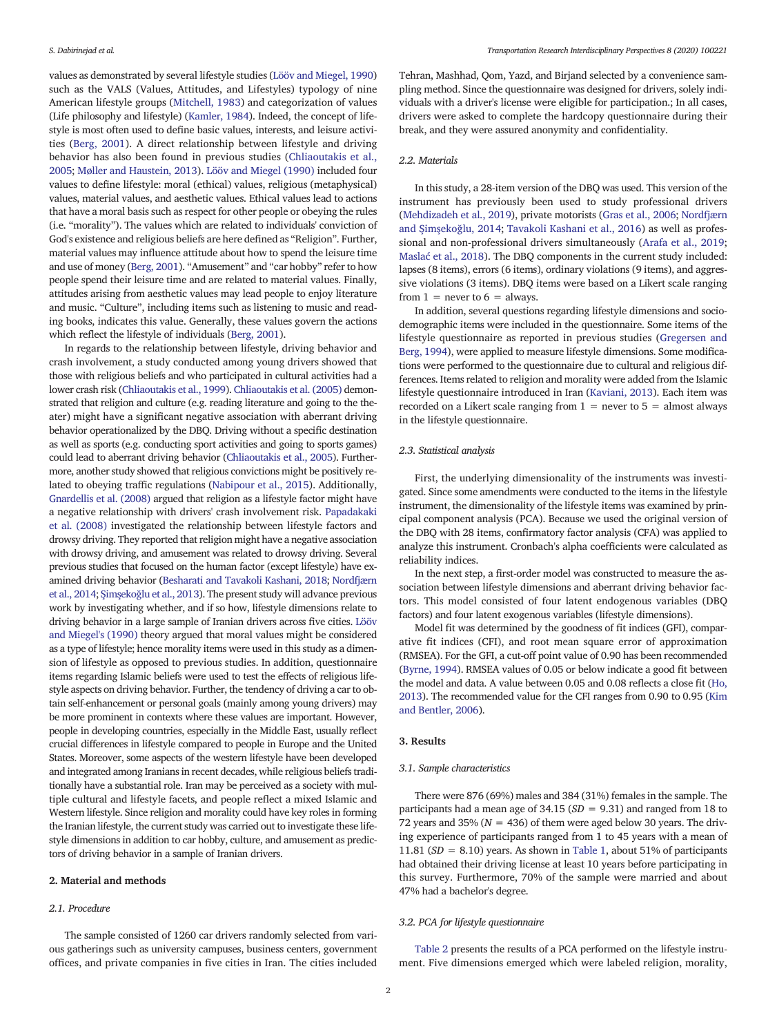values as demonstrated by several lifestyle studies (Lööv and Miegel, 1990) such as the VALS (Values, Attitudes, and Lifestyles) typology of nine American lifestyle groups (Mitchell, 1983) and categorization of values (Life philosophy and lifestyle) (Kamler, 1984). Indeed, the concept of lifestyle is most often used to define basic values, interests, and leisure activities (Berg, 2001). A direct relationship between lifestyle and driving behavior has also been found in previous studies (Chliaoutakis et al., 2005; Møller and Haustein, 2013). Lööv and Miegel (1990) included four values to define lifestyle: moral (ethical) values, religious (metaphysical) values, material values, and aesthetic values. Ethical values lead to actions that have a moral basis such as respect for other people or obeying the rules (i.e. "morality"). The values which are related to individuals' conviction of God's existence and religious beliefs are here defined as "Religion". Further, material values may influence attitude about how to spend the leisure time and use of money (Berg, 2001). "Amusement" and "car hobby" refer to how people spend their leisure time and are related to material values. Finally, attitudes arising from aesthetic values may lead people to enjoy literature and music. "Culture", including items such as listening to music and reading books, indicates this value. Generally, these values govern the actions which reflect the lifestyle of individuals (Berg, 2001).

In regards to the relationship between lifestyle, driving behavior and crash involvement, a study conducted among young drivers showed that those with religious beliefs and who participated in cultural activities had a lower crash risk (Chliaoutakis et al., 1999). Chliaoutakis et al. (2005) demonstrated that religion and culture (e.g. reading literature and going to the theater) might have a significant negative association with aberrant driving behavior operationalized by the DBQ. Driving without a specific destination as well as sports (e.g. conducting sport activities and going to sports games) could lead to aberrant driving behavior (Chliaoutakis et al., 2005). Furthermore, another study showed that religious convictions might be positively related to obeying traffic regulations (Nabipour et al., 2015). Additionally, Gnardellis et al. (2008) argued that religion as a lifestyle factor might have a negative relationship with drivers' crash involvement risk. Papadakaki et al. (2008) investigated the relationship between lifestyle factors and drowsy driving. They reported that religion might have a negative association with drowsy driving, and amusement was related to drowsy driving. Several previous studies that focused on the human factor (except lifestyle) have examined driving behavior (Besharati and Tavakoli Kashani, 2018; Nordfjærn et al., 2014; Şimşekoğlu et al., 2013). The present study will advance previous work by investigating whether, and if so how, lifestyle dimensions relate to driving behavior in a large sample of Iranian drivers across five cities. Lööv and Miegel's (1990) theory argued that moral values might be considered as a type of lifestyle; hence morality items were used in this study as a dimension of lifestyle as opposed to previous studies. In addition, questionnaire items regarding Islamic beliefs were used to test the effects of religious lifestyle aspects on driving behavior. Further, the tendency of driving a car to obtain self-enhancement or personal goals (mainly among young drivers) may be more prominent in contexts where these values are important. However, people in developing countries, especially in the Middle East, usually reflect crucial differences in lifestyle compared to people in Europe and the United States. Moreover, some aspects of the western lifestyle have been developed and integrated among Iranians in recent decades, while religious beliefs traditionally have a substantial role. Iran may be perceived as a society with multiple cultural and lifestyle facets, and people reflect a mixed Islamic and Western lifestyle. Since religion and morality could have key roles in forming the Iranian lifestyle, the current study was carried out to investigate these lifestyle dimensions in addition to car hobby, culture, and amusement as predictors of driving behavior in a sample of Iranian drivers.

## 2. Material and methods

### 2.1. Procedure

The sample consisted of 1260 car drivers randomly selected from various gatherings such as university campuses, business centers, government offices, and private companies in five cities in Iran. The cities included Tehran, Mashhad, Qom, Yazd, and Birjand selected by a convenience sampling method. Since the questionnaire was designed for drivers, solely individuals with a driver's license were eligible for participation.; In all cases, drivers were asked to complete the hardcopy questionnaire during their break, and they were assured anonymity and confidentiality.

### 2.2. Materials

In this study, a 28-item version of the DBQ was used. This version of the instrument has previously been used to study professional drivers (Mehdizadeh et al., 2019), private motorists (Gras et al., 2006; Nordfjærn and Şimşekoğlu, 2014; Tavakoli Kashani et al., 2016) as well as professional and non-professional drivers simultaneously (Arafa et al., 2019; Maslać et al., 2018). The DBQ components in the current study included: lapses (8 items), errors (6 items), ordinary violations (9 items), and aggressive violations (3 items). DBQ items were based on a Likert scale ranging from 1 = never to 6 = always.

In addition, several questions regarding lifestyle dimensions and sociodemographic items were included in the questionnaire. Some items of the lifestyle questionnaire as reported in previous studies (Gregersen and Berg, 1994), were applied to measure lifestyle dimensions. Some modifications were performed to the questionnaire due to cultural and religious differences. Items related to religion and morality were added from the Islamic lifestyle questionnaire introduced in Iran (Kaviani, 2013). Each item was recorded on a Likert scale ranging from 1 = never to 5 = almost always in the lifestyle questionnaire.

### 2.3. Statistical analysis

First, the underlying dimensionality of the instruments was investigated. Since some amendments were conducted to the items in the lifestyle instrument, the dimensionality of the lifestyle items was examined by principal component analysis (PCA). Because we used the original version of the DBQ with 28 items, confirmatory factor analysis (CFA) was applied to analyze this instrument. Cronbach's alpha coefficients were calculated as reliability indices.

In the next step, a first-order model was constructed to measure the association between lifestyle dimensions and aberrant driving behavior factors. This model consisted of four latent endogenous variables (DBQ factors) and four latent exogenous variables (lifestyle dimensions).

Model fit was determined by the goodness of fit indices (GFI), comparative fit indices (CFI), and root mean square error of approximation (RMSEA). For the GFI, a cut-off point value of 0.90 has been recommended (Byrne, 1994). RMSEA values of 0.05 or below indicate a good fit between the model and data. A value between 0.05 and 0.08 reflects a close fit (Ho, 2013). The recommended value for the CFI ranges from 0.90 to 0.95 (Kim and Bentler, 2006).

## 3. Results

### 3.1. Sample characteristics

There were 876 (69%) males and 384 (31%) females in the sample. The participants had a mean age of 34.15 ($SD$ = 9.31) and ranged from 18 to 72 years and 35% ($N$ = 436) of them were aged below 30 years. The driving experience of participants ranged from 1 to 45 years with a mean of 11.81 ($SD$ = 8.10) years. As shown in Table 1, about 51% of participants had obtained their driving license at least 10 years before participating in this survey. Furthermore, 70% of the sample were married and about 47% had a bachelor's degree.

### 3.2. PCA for lifestyle questionnaire

Table 2 presents the results of a PCA performed on the lifestyle instrument. Five dimensions emerged which were labeled religion, morality,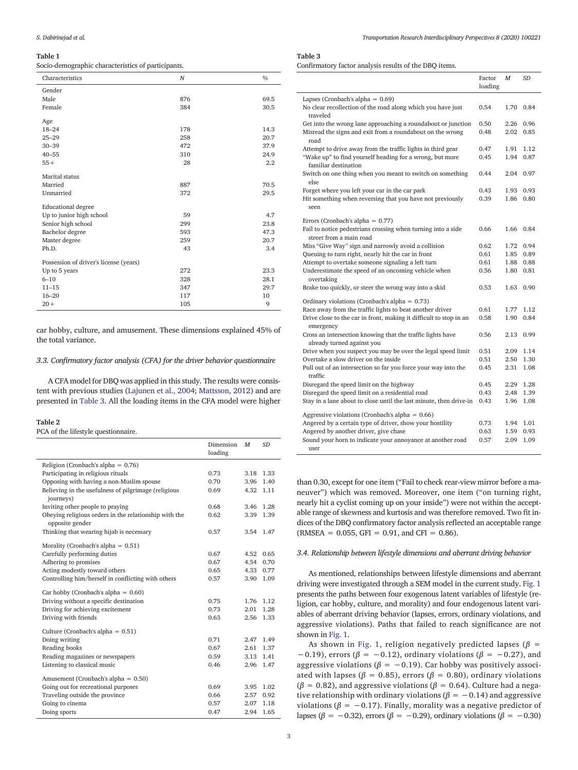**Table 1**
Socio-demographic characteristics of participants.

| Characteristics | N | % |
|---|---|---|
| Gender | | |
| Male | 876 | 69.5 |
| Female | 384 | 30.5 |
| Age | | |
| 18–24 | 178 | 14.3 |
| 25–29 | 258 | 20.7 |
| 30–39 | 472 | 37.9 |
| 40–55 | 310 | 24.9 |
| 55+ | 28 | 2.2 |
| Marital status | | |
| Married | 887 | 70.5 |
| Unmarried | 372 | 29.5 |
| Educational degree | | |
| Up to junior high school | 59 | 4.7 |
| Senior high school | 299 | 23.8 |
| Bachelor degree | 593 | 47.3 |
| Master degree | 259 | 20.7 |
| Ph.D. | 43 | 3.4 |
| Possession of driver's license (years) | | |
| Up to 5 years | 272 | 23.3 |
| 6–10 | 328 | 28.1 |
| 11–15 | 347 | 29.7 |
| 16–20 | 117 | 10 |
| 20+ | 105 | 9 |

car hobby, culture, and amusement. These dimensions explained 45% of the total variance.

### 3.3. Confirmatory factor analysis (CFA) for the driver behavior questionnaire

A CFA model for DBQ was applied in this study. The results were consistent with previous studies (Lajunen et al., 2004; Mattsson, 2012) and are presented in Table 3. All the loading items in the CFA model were higher than 0.30, except for one item ("Fail to check rear-view mirror before a maneuver") which was removed. Moreover, one item ("on turning right, nearly hit a cyclist coming up on your inside") were not within the acceptable range of skewness and kurtosis and was therefore removed. Two fit indices of the DBQ confirmatory factor analysis reflected an acceptable range (RMSEA = 0.055, GFI = 0.91, and CFI = 0.86).

**Table 2**
PCA of the lifestyle questionnaire.

| | Dimension loading | M | SD |
|---|---|---|---|
| Religion (Cronbach's alpha = 0.76) | | | |
| Participating in religious rituals | 0.73 | 3.18 | 1.33 |
| Opposing with having a non-Muslim spouse | 0.70 | 3.96 | 1.40 |
| Believing in the usefulness of pilgrimage (religious journeys) | 0.69 | 4.32 | 1.11 |
| Inviting other people to praying | 0.68 | 3.46 | 1.28 |
| Obeying religious orders in the relationship with the opposite gender | 0.62 | 3.39 | 1.39 |
| Thinking that wearing hijab is necessary | 0.57 | 3.54 | 1.47 |
| Morality (Cronbach's alpha = 0.51) | | | |
| Carefully performing duties | 0.67 | 4.52 | 0.65 |
| Adhering to promises | 0.67 | 4.54 | 0.70 |
| Acting modestly toward others | 0.65 | 4.33 | 0.77 |
| Controlling him/herself in conflicting with others | 0.57 | 3.90 | 1.09 |
| Car hobby (Cronbach's alpha = 0.60) | | | |
| Driving without a specific destination | 0.75 | 1.76 | 1.12 |
| Driving for achieving excitement | 0.73 | 2.01 | 1.28 |
| Driving with friends | 0.63 | 2.56 | 1.33 |
| Culture (Cronbach's alpha = 0.51) | | | |
| Doing writing | 0.71 | 2.47 | 1.49 |
| Reading books | 0.67 | 2.61 | 1.37 |
| Reading magazines or newspapers | 0.59 | 3.13 | 1.41 |
| Listening to classical music | 0.46 | 2.96 | 1.47 |
| Amusement (Cronbach's alpha = 0.50) | | | |
| Going out for recreational purposes | 0.69 | 3.95 | 1.02 |
| Traveling outside the province | 0.66 | 2.57 | 0.92 |
| Going to cinema | 0.57 | 2.07 | 1.18 |
| Doing sports | 0.47 | 2.94 | 1.65 |

**Table 3**
Confirmatory factor analysis results of the DBQ items.

| | Factor loading | M | SD |
|---|---|---|---|
| Lapses (Cronbach's alpha = 0.69) | | | |
| No clear recollection of the road along which you have just traveled | 0.54 | 1.70 | 0.84 |
| Get into the wrong lane approaching a roundabout or junction | 0.50 | 2.26 | 0.96 |
| Misread the signs and exit from a roundabout on the wrong road | 0.48 | 2.02 | 0.85 |
| Attempt to drive away from the traffic lights in third gear | 0.47 | 1.91 | 1.12 |
| "Wake up" to find yourself heading for a wrong, but more familiar destination | 0.45 | 1.94 | 0.87 |
| Switch on one thing when you meant to switch on something else | 0.44 | 2.04 | 0.97 |
| Forget where you left your car in the car park | 0.43 | 1.93 | 0.93 |
| Hit something when reversing that you have not previously seen | 0.39 | 1.86 | 0.80 |
| Errors (Cronbach's alpha = 0.77) | | | |
| Fail to notice pedestrians crossing when turning into a side street from a main road | 0.66 | 1.66 | 0.84 |
| Miss "Give Way" sign and narrowly avoid a collision | 0.62 | 1.72 | 0.94 |
| Queuing to turn right, nearly hit the car in front | 0.61 | 1.85 | 0.89 |
| Attempt to overtake someone signaling a left turn | 0.61 | 1.88 | 0.88 |
| Underestimate the speed of an oncoming vehicle when overtaking | 0.56 | 1.80 | 0.81 |
| Brake too quickly, or steer the wrong way into a skid | 0.53 | 1.63 | 0.90 |
| Ordinary violations (Cronbach's alpha = 0.73) | | | |
| Race away from the traffic lights to beat another driver | 0.61 | 1.77 | 1.12 |
| Drive close to the car in front, making it difficult to stop in an emergency | 0.58 | 1.90 | 0.84 |
| Cross an intersection knowing that the traffic lights have already turned against you | 0.56 | 2.13 | 0.99 |
| Drive when you suspect you may be over the legal speed limit | 0.51 | 2.09 | 1.14 |
| Overtake a slow driver on the inside | 0.51 | 2.50 | 1.30 |
| Pull out of an intersection so far you force your way into the traffic | 0.45 | 2.31 | 1.08 |
| Disregard the speed limit on the highway | 0.45 | 2.29 | 1.28 |
| Disregard the speed limit on a residential road | 0.43 | 2.48 | 1.39 |
| Stay in a lane about to close until the last minute, then drive-in | 0.43 | 1.96 | 1.08 |
| Aggressive violations (Cronbach's alpha = 0.66) | | | |
| Angered by a certain type of driver, show your hostility | 0.73 | 1.94 | 1.01 |
| Angered by another driver, give chase | 0.63 | 1.59 | 0.93 |
| Sound your horn to indicate your annoyance at another road user | 0.57 | 2.09 | 1.09 |

### 3.4. Relationship between lifestyle dimensions and aberrant driving behavior

As mentioned, relationships between lifestyle dimensions and aberrant driving were investigated through a SEM model in the current study. Fig. 1 presents the paths between four exogenous latent variables of lifestyle (religion, car hobby, culture, and morality) and four endogenous latent variables of aberrant driving behavior (lapses, errors, ordinary violations, and aggressive violations). Paths that failed to reach significance are not shown in Fig. 1.

As shown in Fig. 1, religion negatively predicted lapses ($\beta = -0.19$), errors ($\beta = -0.12$), ordinary violations ($\beta = -0.27$), and aggressive violations ($\beta = -0.19$). Car hobby was positively associated with lapses ($\beta = 0.85$), errors ($\beta = 0.80$), ordinary violations ($\beta = 0.82$), and aggressive violations ($\beta = 0.64$). Culture had a negative relationship with ordinary violations ($\beta = -0.14$) and aggressive violations ($\beta = -0.17$). Finally, morality was a negative predictor of lapses ($\beta = -0.32$), errors ($\beta = -0.29$), ordinary violations ($\beta = -0.30$)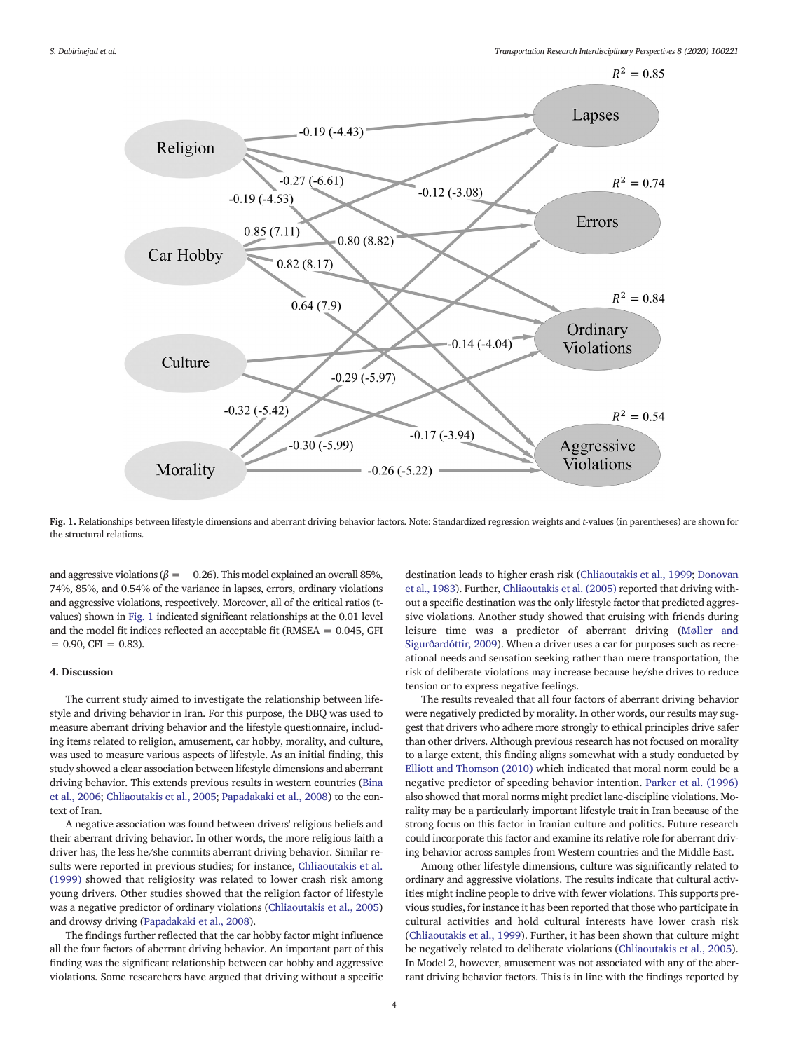Fig. 1. Relationships between lifestyle dimensions and aberrant driving behavior factors. Note: Standardized regression weights and *t*-values (in parentheses) are shown for the structural relations.

and aggressive violations ($\beta = -0.26$). This model explained an overall 85%, 74%, 85%, and 0.54% of the variance in lapses, errors, ordinary violations and aggressive violations, respectively. Moreover, all of the critical ratios (t-values) shown in Fig. 1 indicated significant relationships at the 0.01 level and the model fit indices reflected an acceptable fit (RMSEA = 0.045, GFI = 0.90, CFI = 0.83).

## 4. Discussion

The current study aimed to investigate the relationship between lifestyle and driving behavior in Iran. For this purpose, the DBQ was used to measure aberrant driving behavior and the lifestyle questionnaire, including items related to religion, amusement, car hobby, morality, and culture, was used to measure various aspects of lifestyle. As an initial finding, this study showed a clear association between lifestyle dimensions and aberrant driving behavior. This extends previous results in western countries (Bina et al., 2006; Chliaoutakis et al., 2005; Papadakaki et al., 2008) to the context of Iran.

A negative association was found between drivers' religious beliefs and their aberrant driving behavior. In other words, the more religious faith a driver has, the less he/she commits aberrant driving behavior. Similar results were reported in previous studies; for instance, Chliaoutakis et al. (1999) showed that religiosity was related to lower crash risk among young drivers. Other studies showed that the religion factor of lifestyle was a negative predictor of ordinary violations (Chliaoutakis et al., 2005) and drowsy driving (Papadakaki et al., 2008).

The findings further reflected that the car hobby factor might influence all the four factors of aberrant driving behavior. An important part of this finding was the significant relationship between car hobby and aggressive violations. Some researchers have argued that driving without a specific destination leads to higher crash risk (Chliaoutakis et al., 1999; Donovan et al., 1983). Further, Chliaoutakis et al. (2005) reported that driving without a specific destination was the only lifestyle factor that predicted aggressive violations. Another study showed that cruising with friends during leisure time was a predictor of aberrant driving (Møller and Sigurðardóttir, 2009). When a driver uses a car for purposes such as recreational needs and sensation seeking rather than mere transportation, the risk of deliberate violations may increase because he/she drives to reduce tension or to express negative feelings.

The results revealed that all four factors of aberrant driving behavior were negatively predicted by morality. In other words, our results may suggest that drivers who adhere more strongly to ethical principles drive safer than other drivers. Although previous research has not focused on morality to a large extent, this finding aligns somewhat with a study conducted by Elliott and Thomson (2010) which indicated that moral norm could be a negative predictor of speeding behavior intention. Parker et al. (1996) also showed that moral norms might predict lane-discipline violations. Morality may be a particularly important lifestyle trait in Iran because of the strong focus on this factor in Iranian culture and politics. Future research could incorporate this factor and examine its relative role for aberrant driving behavior across samples from Western countries and the Middle East.

Among other lifestyle dimensions, culture was significantly related to ordinary and aggressive violations. The results indicate that cultural activities might incline people to drive with fewer violations. This supports previous studies, for instance it has been reported that those who participate in cultural activities and hold cultural interests have lower crash risk (Chliaoutakis et al., 1999). Further, it has been shown that culture might be negatively related to deliberate violations (Chliaoutakis et al., 2005). In Model 2, however, amusement was not associated with any of the aberrant driving behavior factors. This is in line with the findings reported by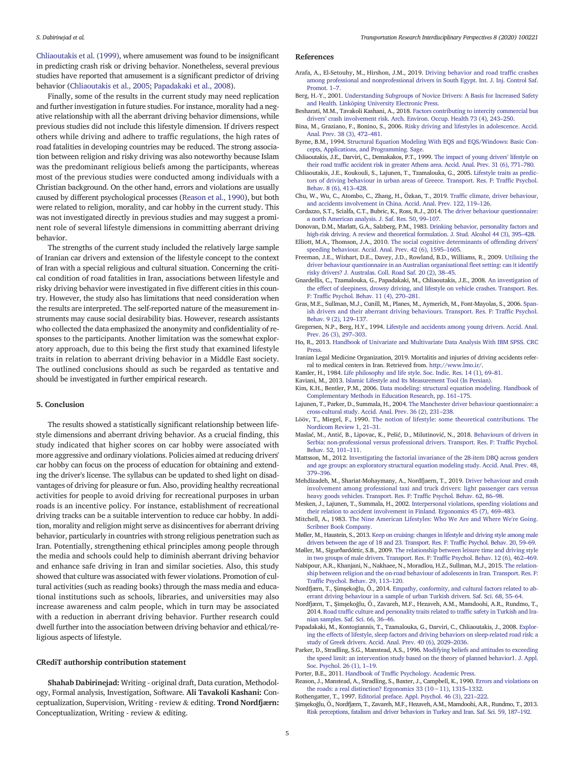Chliaoutakis et al. (1999), where amusement was found to be insignificant in predicting crash risk or driving behavior. Nonetheless, several previous studies have reported that amusement is a significant predictor of driving behavior (Chliaoutakis et al., 2005; Papadakaki et al., 2008).

Finally, some of the results in the current study may need replication and further investigation in future studies. For instance, morality had a negative relationship with all the aberrant driving behavior dimensions, while previous studies did not include this lifestyle dimension. If drivers respect others while driving and adhere to traffic regulations, the high rates of road fatalities in developing countries may be reduced. The strong association between religion and risky driving was also noteworthy because Islam was the predominant religious beliefs among the participants, whereas most of the previous studies were conducted among individuals with a Christian background. On the other hand, errors and violations are usually caused by different psychological processes (Reason et al., 1990), but both were related to religion, morality, and car hobby in the current study. This was not investigated directly in previous studies and may suggest a prominent role of several lifestyle dimensions in committing aberrant driving behavior.

The strengths of the current study included the relatively large sample of Iranian car drivers and extension of the lifestyle concept to the context of Iran with a special religious and cultural situation. Concerning the critical condition of road fatalities in Iran, associations between lifestyle and risky driving behavior were investigated in five different cities in this country. However, the study also has limitations that need consideration when the results are interpreted. The self-reported nature of the measurement instruments may cause social desirability bias. However, research assistants who collected the data emphasized the anonymity and confidentiality of responses to the participants. Another limitation was the somewhat exploratory approach, due to this being the first study that examined lifestyle traits in relation to aberrant driving behavior in a Middle East society. The outlined conclusions should as such be regarded as tentative and should be investigated in further empirical research.

## 5. Conclusion

The results showed a statistically significant relationship between lifestyle dimensions and aberrant driving behavior. As a crucial finding, this study indicated that higher scores on car hobby were associated with more aggressive and ordinary violations. Policies aimed at reducing drivers' car hobby can focus on the process of education for obtaining and extending the driver's license. The syllabus can be updated to shed light on disadvantages of driving for pleasure or fun. Also, providing healthy recreational activities for people to avoid driving for recreational purposes in urban roads is an incentive policy. For instance, establishment of recreational driving tracks can be a suitable intervention to reduce car hobby. In addition, morality and religion might serve as disincentives for aberrant driving behavior, particularly in countries with strong religious penetration such as Iran. Potentially, strengthening ethical principles among people through the media and schools could help to diminish aberrant driving behavior and enhance safe driving in Iran and similar societies. Also, this study showed that culture was associated with fewer violations. Promotion of cultural activities (such as reading books) through the mass media and educational institutions such as schools, libraries, and universities may also increase awareness and calm people, which in turn may be associated with a reduction in aberrant driving behavior. Further research could dwell further into the association between driving behavior and ethical/religious aspects of lifestyle.

## CRediT authorship contribution statement

**Shahab Dabirinejad:** Writing - original draft, Data curation, Methodology, Formal analysis, Investigation, Software. **Ali Tavakoli Kashani:** Conceptualization, Supervision, Writing - review & editing. **Trond Nordfjærn:** Conceptualization, Writing - review & editing.

## References

Arafa, A., El-Setouhy, M., Hirshon, J.M., 2019. Driving behavior and road traffic crashes among professional and nonprofessional drivers in South Egypt. Int. J. Inj. Control Saf. Promot. 1–7.

Berg, H.-Y., 2001. Understanding Subgroups of Novice Drivers: A Basis for Increased Safety and Health. Linköping University Electronic Press.

Besharati, M.M., Tavakoli Kashani, A., 2018. Factors contributing to intercity commercial bus drivers' crash involvement risk. Arch. Environ. Occup. Health 73 (4), 243–250.

Bina, M., Graziano, F., Bonino, S., 2006. Risky driving and lifestyles in adolescence. Accid. Anal. Prev. 38 (3), 472–481.

Byrne, B.M., 1994. Structural Equation Modeling With EQS and EQS/Windows: Basic Concepts, Applications, and Programming. Sage.

Chliaoutakis, J.E., Darviri, C., Demakakos, P.T., 1999. The impact of young drivers' lifestyle on their road traffic accident risk in greater Athens area. Accid. Anal. Prev. 31 (6), 771–780.

Chliaoutakis, J.E., Koukouli, S., Lajunen, T., Tzamalouka, G., 2005. Lifestyle traits as predictors of driving behaviour in urban areas of Greece. Transport. Res. F: Traffic Psychol. Behav. 8 (6), 413–428.

Chu, W., Wu, C., Atombo, C., Zhang, H., Özkan, T., 2019. Traffic climate, driver behaviour, and accidents involvement in China. Accid. Anal. Prev. 122, 119–126.

Cordazzo, S.T., Scialfa, C.T., Bubric, K., Ross, R.J., 2014. The driver behaviour questionnaire: a north American analysis. J. Saf. Res. 50, 99–107.

Donovan, D.M., Marlatt, G.A., Salzberg, P.M., 1983. Drinking behavior, personality factors and high-risk driving. A review and theoretical formulation. J. Stud. Alcohol 44 (3), 395–428.

Elliott, M.A., Thomson, J.A., 2010. The social cognitive determinants of offending drivers' speeding behaviour. Accid. Anal. Prev. 42 (6), 1595–1605.

Freeman, J.E., Wishart, D.E., Davey, J.D., Rowland, B.D., Williams, R., 2009. Utilising the driver behaviour questionnaire in an Australian organisational fleet setting: can it identify risky drivers? J. Australas. Coll. Road Saf. 20 (2), 38–45.

Gnardellis, C., Tzamalouka, G., Papadakaki, M., Chliaoutakis, J.E., 2008. An investigation of the effect of sleepiness, drowsy driving, and lifestyle on vehicle crashes. Transport. Res. F: Traffic Psychol. Behav. 11 (4), 270–281.

Gras, M.E., Sullman, M.J., Cunill, M., Planes, M., Aymerich, M., Font-Mayolas, S., 2006. Spanish drivers and their aberrant driving behaviours. Transport. Res. F: Traffic Psychol. Behav. 9 (2), 129–137.

Gregersen, N.P., Berg, H.Y., 1994. Lifestyle and accidents among young drivers. Accid. Anal. Prev. 26 (3), 297–303.

Ho, R., 2013. Handbook of Univariate and Multivariate Data Analysis With IBM SPSS. CRC Press.

Iranian Legal Medicine Organization, 2019. Mortalitis and injuries of driving accidents referral to medical centers in Iran. Retrieved from. http://www.lmo.ir/.

Kamler, H., 1984. Life philosophy and life style. Soc. Indic. Res. 14 (1), 69–81.

Kaviani, M., 2013. Islamic Lifestyle and Its Measurement Tool (In Persian).

Kim, K.H., Bentler, P.M., 2006. Data modeling: structural equation modeling. Handbook of Complementary Methods in Education Research, pp. 161–175.

Lajunen, T., Parker, D., Summala, H., 2004. The Manchester driver behaviour questionnaire: a cross-cultural study. Accid. Anal. Prev. 36 (2), 231–238.

Lööv, T., Miegel, F., 1990. The notion of lifestyle: some theoretical contributions. The Nordicom Review 1, 21–31.

Maslać, M., Antić, B., Lipovac, K., Pešić, D., Milutinović, N., 2018. Behaviours of drivers in Serbia: non-professional versus professional drivers. Transport. Res. F: Traffic Psychol. Behav. 52, 101–111.

Mattsson, M., 2012. Investigating the factorial invariance of the 28-item DBQ across genders and age groups: an exploratory structural equation modeling study. Accid. Anal. Prev. 48, 379–396.

Mehdizadeh, M., Shariat-Mohaymany, A., Nordfjaern, T., 2019. Driver behaviour and crash involvement among professional taxi and truck drivers: light passenger cars versus heavy goods vehicles. Transport. Res. F: Traffic Psychol. Behav. 62, 86–98.

Mesken, J., Lajunen, T., Summala, H., 2002. Interpersonal violations, speeding violations and their relation to accident involvement in Finland. Ergonomics 45 (7), 469–483.

Mitchell, A., 1983. The Nine American Lifestyles: Who We Are and Where We're Going. Scribner Book Company.

Møller, M., Haustein, S., 2013. Keep on cruising: changes in lifestyle and driving style among male drivers between the age of 18 and 23. Transport. Res. F: Traffic Psychol. Behav. 20, 59–69.

Møller, M., Sigurðardóttir, S.B., 2009. The relationship between leisure time and driving style in two groups of male drivers. Transport. Res. F: Traffic Psychol. Behav. 12 (6), 462–469.

Nabipour, A.R., Khanjani, N., Nakhaee, N., Moradlou, H.Z., Sullman, M.J., 2015. The relationship between religion and the on-road behaviour of adolescents in Iran. Transport. Res. F: Traffic Psychol. Behav. 29, 113–120.

Nordfjærn, T., Şimşekoğlu, Ö., 2014. Empathy, conformity, and cultural factors related to aberrant driving behaviour in a sample of urban Turkish drivers. Saf. Sci. 68, 55–64.

Nordfjærn, T., Şimşekoğlu, Ö., Zavareh, M.F., Hezaveh, A.M., Mamdoohi, A.R., Rundmo, T., 2014. Road traffic culture and personality traits related to traffic safety in Turkish and Iranian samples. Saf. Sci. 66, 36–46.

Papadakaki, M., Kontogiannis, T., Tzamalouka, G., Darviri, C., Chliaoutakis, J., 2008. Exploring the effects of lifestyle, sleep factors and driving behaviors on sleep-related road risk: a study of Greek drivers. Accid. Anal. Prev. 40 (6), 2029–2036.

Parker, D., Stradling, S.G., Manstead, A.S., 1996. Modifying beliefs and attitudes to exceeding the speed limit: an intervention study based on the theory of planned behavior1. J. Appl. Soc. Psychol. 26 (1), 1–19.

Porter, B.E., 2011. Handbook of Traffic Psychology. Academic Press.

Reason, J., Manstead, A., Stradling, S., Baxter, J., Campbell, K., 1990. Errors and violations on the roads: a real distinction? Ergonomics 33 (10−11), 1315–1332.

Rothengatter, T., 1997. Editorial preface. Appl. Psychol. 46 (3), 221–222.

Şimşekoğlu, Ö., Nordfjærn, T., Zavareh, M.F., Hezaveh, A.M., Mamdoohi, A.R., Rundmo, T., 2013. Risk perceptions, fatalism and driver behaviors in Turkey and Iran. Saf. Sci. 59, 187–192.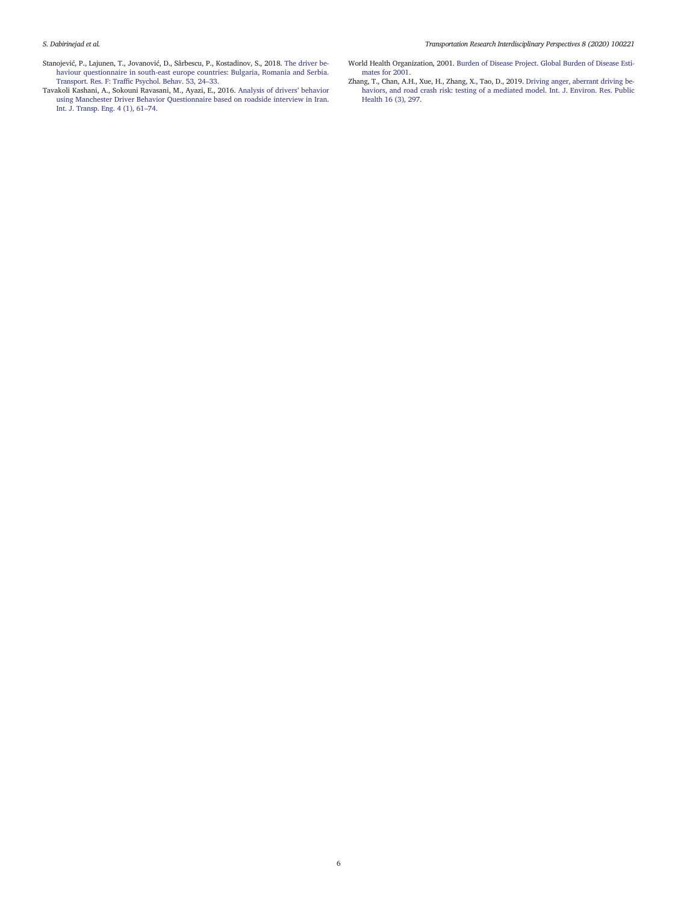Stanojević, P., Lajunen, T., Jovanović, D., Sârbescu, P., Kostadinov, S., 2018. The driver behaviour questionnaire in south-east europe countries: Bulgaria, Romania and Serbia. Transport. Res. F: Traffic Psychol. Behav. 53, 24–33.

Tavakoli Kashani, A., Sokouni Ravasani, M., Ayazi, E., 2016. Analysis of drivers' behavior using Manchester Driver Behavior Questionnaire based on roadside interview in Iran. Int. J. Transp. Eng. 4 (1), 61–74.

World Health Organization, 2001. Burden of Disease Project. Global Burden of Disease Estimates for 2001.

Zhang, T., Chan, A.H., Xue, H., Zhang, X., Tao, D., 2019. Driving anger, aberrant driving behaviors, and road crash risk: testing of a mediated model. Int. J. Environ. Res. Public Health 16 (3), 297.